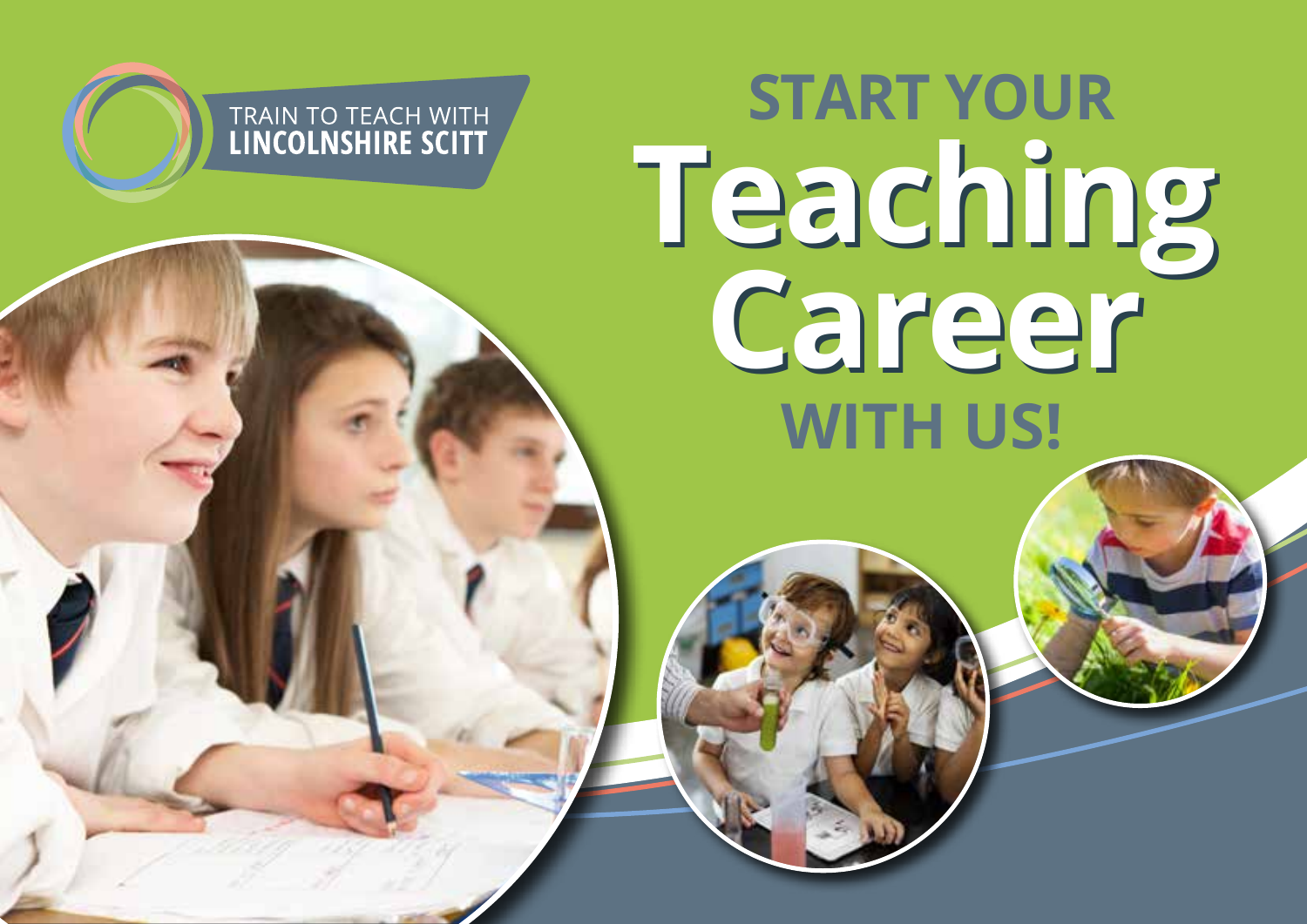TRAIN TO TEACH WITH
**LINCOLNSHIRE SCITT**

# START YOUR Teaching Career WITH US!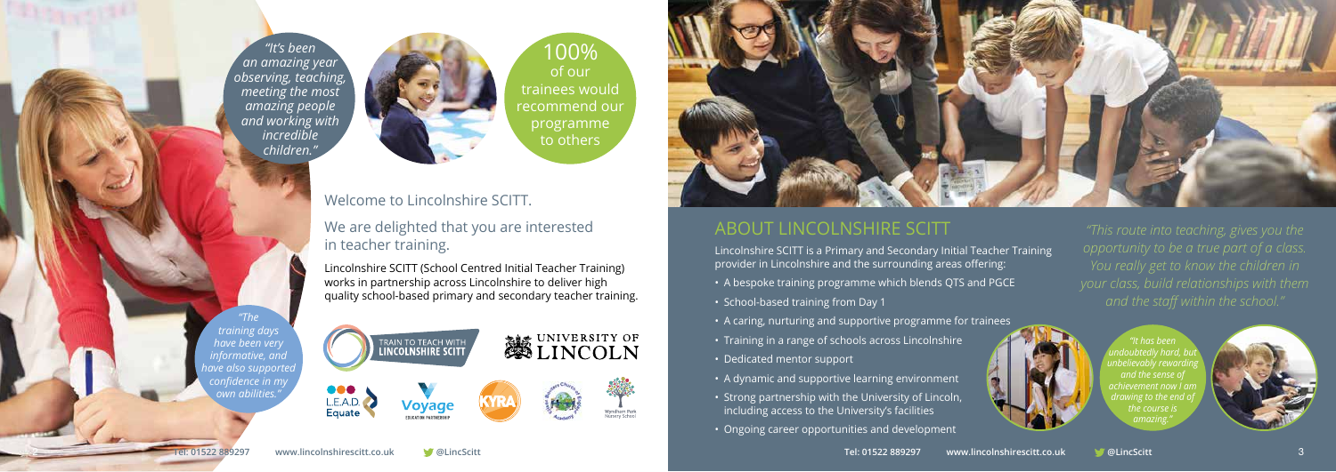*"It's been an amazing year observing, teaching, meeting the most amazing people and working with incredible children."*

100% of our trainees would recommend our programme to others

Welcome to Lincolnshire SCITT.

We are delighted that you are interested in teacher training.

Lincolnshire SCITT (School Centred Initial Teacher Training) works in partnership across Lincolnshire to deliver high quality school-based primary and secondary teacher training.

*"The training days have been very informative, and have also supported confidence in my own abilities."*

## ABOUT LINCOLNSHIRE SCITT

Lincolnshire SCITT is a Primary and Secondary Initial Teacher Training provider in Lincolnshire and the surrounding areas offering:

- A bespoke training programme which blends QTS and PGCE
- School-based training from Day 1
- A caring, nurturing and supportive programme for trainees
- Training in a range of schools across Lincolnshire
- Dedicated mentor support
- A dynamic and supportive learning environment
- Strong partnership with the University of Lincoln, including access to the University's facilities
- Ongoing career opportunities and development

*"This route into teaching, gives you the opportunity to be a true part of a class. You really get to know the children in your class, build relationships with them and the staff within the school."*

*"It has been undoubtedly hard, but unbelievably rewarding and the sense of achievement now I am drawing to the end of the course is amazing."*

Tel: 01522 889297 www.lincolnshirescitt.co.uk @LincScitt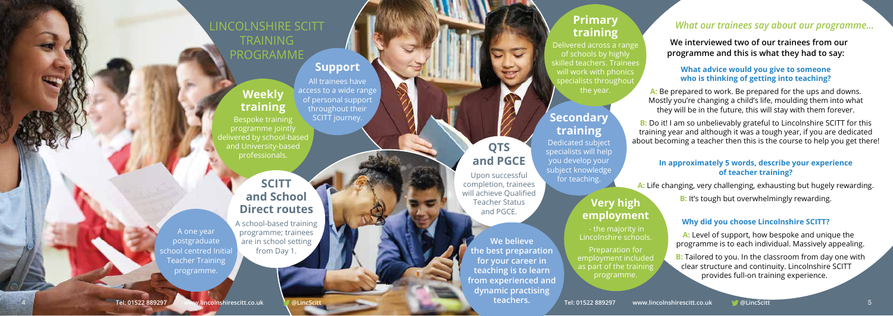# LINCOLNSHIRE SCITT TRAINING PROGRAMME

A one year postgraduate school centred Initial Teacher Training programme.

## Weekly training

Bespoke training programme jointly delivered by school-based and University-based professionals.

## Support

All trainees have access to a wide range of personal support throughout their SCITT journey.

## SCITT and School Direct routes

A school-based training programme; trainees are in school setting from Day 1.

## QTS and PGCE

Upon successful completion, trainees will achieve Qualified Teacher Status and PGCE.

## Primary training

Delivered across a range of schools by highly skilled teachers. Trainees will work with phonics specialists throughout the year.

## Secondary training

Dedicated subject specialists will help you develop your subject knowledge for teaching.

## Very high employment

- the majority in Lincolnshire schools.

Preparation for employment included as part of the training programme.

**We believe the best preparation for your career in teaching is to learn from experienced and dynamic practising teachers.**

## *What our trainees say about our programme...*

**We interviewed two of our trainees from our programme and this is what they had to say:**

### What advice would you give to someone who is thinking of getting into teaching?

**A:** Be prepared to work. Be prepared for the ups and downs. Mostly you're changing a child's life, moulding them into what they will be in the future, this will stay with them forever.

**B:** Do it! I am so unbelievably grateful to Lincolnshire SCITT for this training year and although it was a tough year, if you are dedicated about becoming a teacher then this is the course to help you get there!

### In approximately 5 words, describe your experience of teacher training?

**A:** Life changing, very challenging, exhausting but hugely rewarding.

**B:** It's tough but overwhelmingly rewarding.

### Why did you choose Lincolnshire SCITT?

**A:** Level of support, how bespoke and unique the programme is to each individual. Massively appealing.

**B:** Tailored to you. In the classroom from day one with clear structure and continuity. Lincolnshire SCITT provides full-on training experience.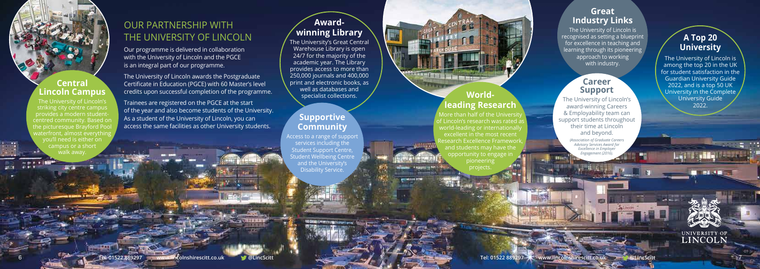## OUR PARTNERSHIP WITH THE UNIVERSITY OF LINCOLN

Our programme is delivered in collaboration with the University of Lincoln and the PGCE is an integral part of our programme.

The University of Lincoln awards the Postgraduate Certificate in Education (PGCE) with 60 Master's level credits upon successful completion of the programme.

Trainees are registered on the PGCE at the start of the year and also become students of the University. As a student of the University of Lincoln, you can access the same facilities as other University students.

### Central Lincoln Campus

The University of Lincoln's striking city centre campus provides a modern student-centred community. Based on the picturesque Brayford Pool waterfront, almost everything you'll need is either on campus or a short walk away.

### Award-winning Library

The University's Great Central Warehouse Library is open 24/7 for the majority of the academic year. The Library provides access to more than 250,000 journals and 400,000 print and electronic books, as well as databases and specialist collections.

### Supportive Community

Access to a range of support services including the Student Support Centre, Student Wellbeing Centre and the University's Disability Service.

### World-leading Research

More than half of the University of Lincoln's research was rated as world-leading or internationally excellent in the most recent Research Excellence Framework, and students may have the opportunity to engage in pioneering projects.

### Great Industry Links

The University of Lincoln is recognised as setting a blueprint for excellence in teaching and learning through its pioneering approach to working with industry.

### Career Support

The University of Lincoln's award-winning Careers & Employability team can support students throughout their time at Lincoln and beyond.

*(Association of Graduate Careers Advisory Services Award for Excellence in Employer Engagement (2016).*

### A Top 20 University

The University of Lincoln is among the top 20 in the UK for student satisfaction in the Guardian University Guide 2022, and is a top 50 UK University in the Complete University Guide 2022.

UNIVERSITY OF LINCOLN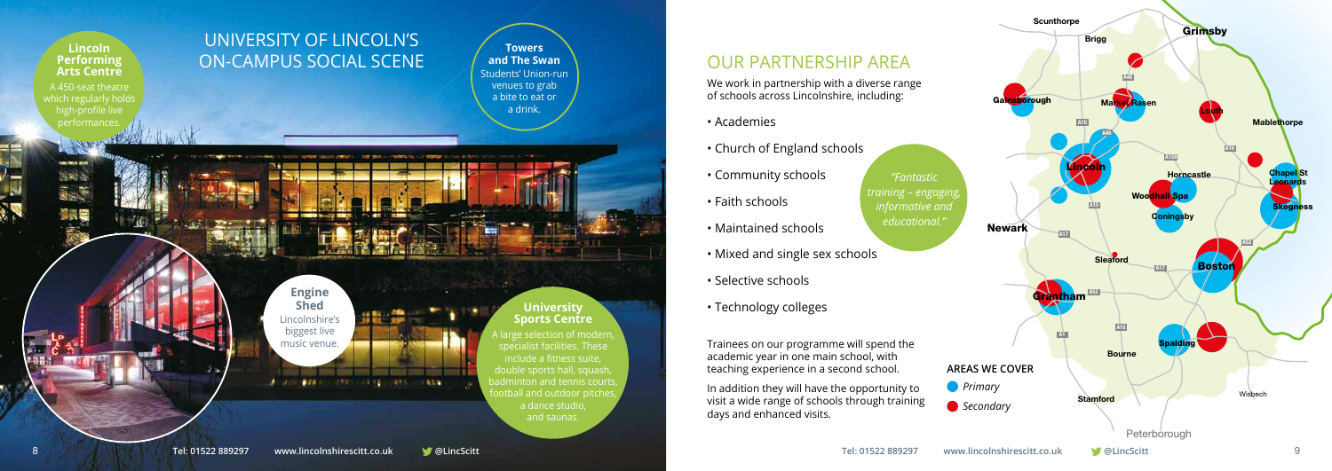# UNIVERSITY OF LINCOLN'S ON-CAMPUS SOCIAL SCENE

**Lincoln Performing Arts Centre**
A 450-seat theatre which regularly holds high-profile live performances.

**Towers and The Swan**
Students' Union-run venues to grab a bite to eat or a drink.

**Engine Shed**
Lincolnshire's biggest live music venue.

**University Sports Centre**
A large selection of modern, specialist facilities. These include a fitness suite, double sports hall, squash, badminton and tennis courts, football and outdoor pitches, a dance studio, and saunas.

## OUR PARTNERSHIP AREA

We work in partnership with a diverse range of schools across Lincolnshire, including:

- Academies
- Church of England schools
- Community schools
- Faith schools
- Maintained schools
- Mixed and single sex schools
- Selective schools
- Technology colleges

*"Fantastic training – engaging, informative and educational."*

Trainees on our programme will spend the academic year in one main school, with teaching experience in a second school.

In addition they will have the opportunity to visit a wide range of schools through training days and enhanced visits.

**AREAS WE COVER**

- *Primary*
- *Secondary*

Scunthorpe, Brigg, Grimsby, Gainsborough, Market Rasen, Louth, Mablethorpe, Lincoln, Horncastle, Chapel St Leonards, Woodhall Spa, Skegness, Coningsby, Newark, Sleaford, Boston, Grantham, Spalding, Bourne, Stamford, Wisbech, Peterborough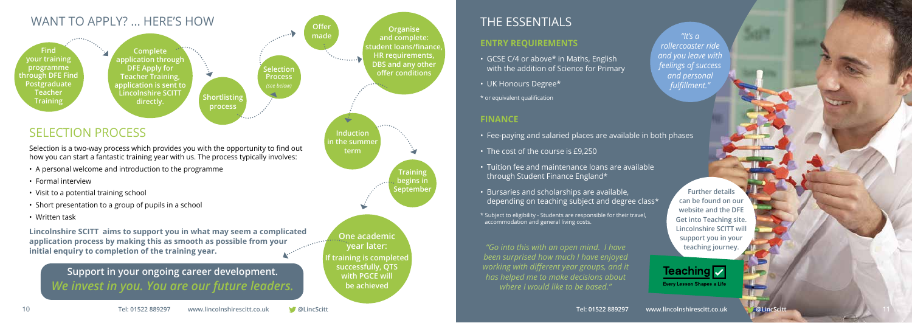## WANT TO APPLY? ... HERE'S HOW

**Find your training programme through DFE Find Postgraduate Teacher Training**

**Complete application through DFE Apply for Teacher Training, application is sent to Lincolnshire SCITT directly.**

**Shortlisting process**

**Selection Process** *(see below)*

**Offer made**

**Organise and complete: student loans/finance, HR requirements, DBS and any other offer conditions**

**Induction in the summer term**

**Training begins in September**

**One academic year later:**
**If training is completed successfully, QTS with PGCE will be achieved**

## SELECTION PROCESS

Selection is a two-way process which provides you with the opportunity to find out how you can start a fantastic training year with us. The process typically involves:

- A personal welcome and introduction to the programme
- Formal interview
- Visit to a potential training school
- Short presentation to a group of pupils in a school
- Written task

**Lincolnshire SCITT aims to support you in what may seem a complicated application process by making this as smooth as possible from your initial enquiry to completion of the training year.**

**Support in your ongoing career development.**
***We invest in you. You are our future leaders.***

## THE ESSENTIALS

### ENTRY REQUIREMENTS

- GCSE C/4 or above* in Maths, English with the addition of Science for Primary
- UK Honours Degree*

\* or equivalent qualification

### FINANCE

- Fee-paying and salaried places are available in both phases
- The cost of the course is £9,250
- Tuition fee and maintenance loans are available through Student Finance England*
- Bursaries and scholarships are available, depending on teaching subject and degree class*

\* Subject to eligibility - Students are responsible for their travel, accommodation and general living costs.

*"It's a rollercoaster ride and you leave with feelings of success and personal fulfillment."*

*"Go into this with an open mind. I have been surprised how much I have enjoyed working with different year groups, and it has helped me to make decisions about where I would like to be based."*

**Further details can be found on our website and the DFE Get into Teaching site. Lincolnshire SCITT will support you in your teaching journey.**

Teaching – Every Lesson Shapes a Life

Tel: 01522 889297 www.lincolnshirescitt.co.uk @LincScitt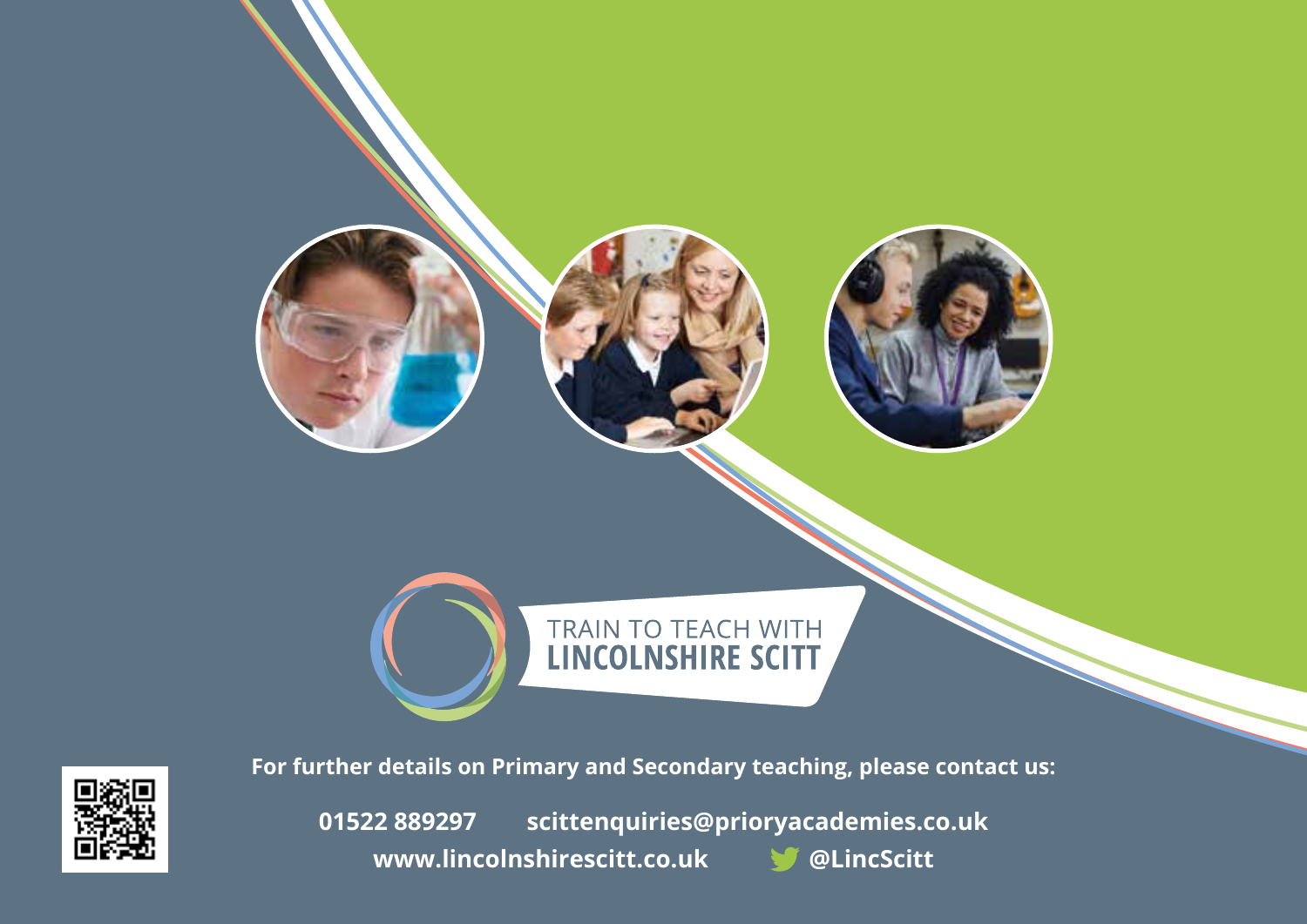TRAIN TO TEACH WITH
**LINCOLNSHIRE SCITT**

**For further details on Primary and Secondary teaching, please contact us:**

**01522 889297** **scittenquiries@prioryacademies.co.uk**

**www.lincolnshirescitt.co.uk** **@LincScitt**